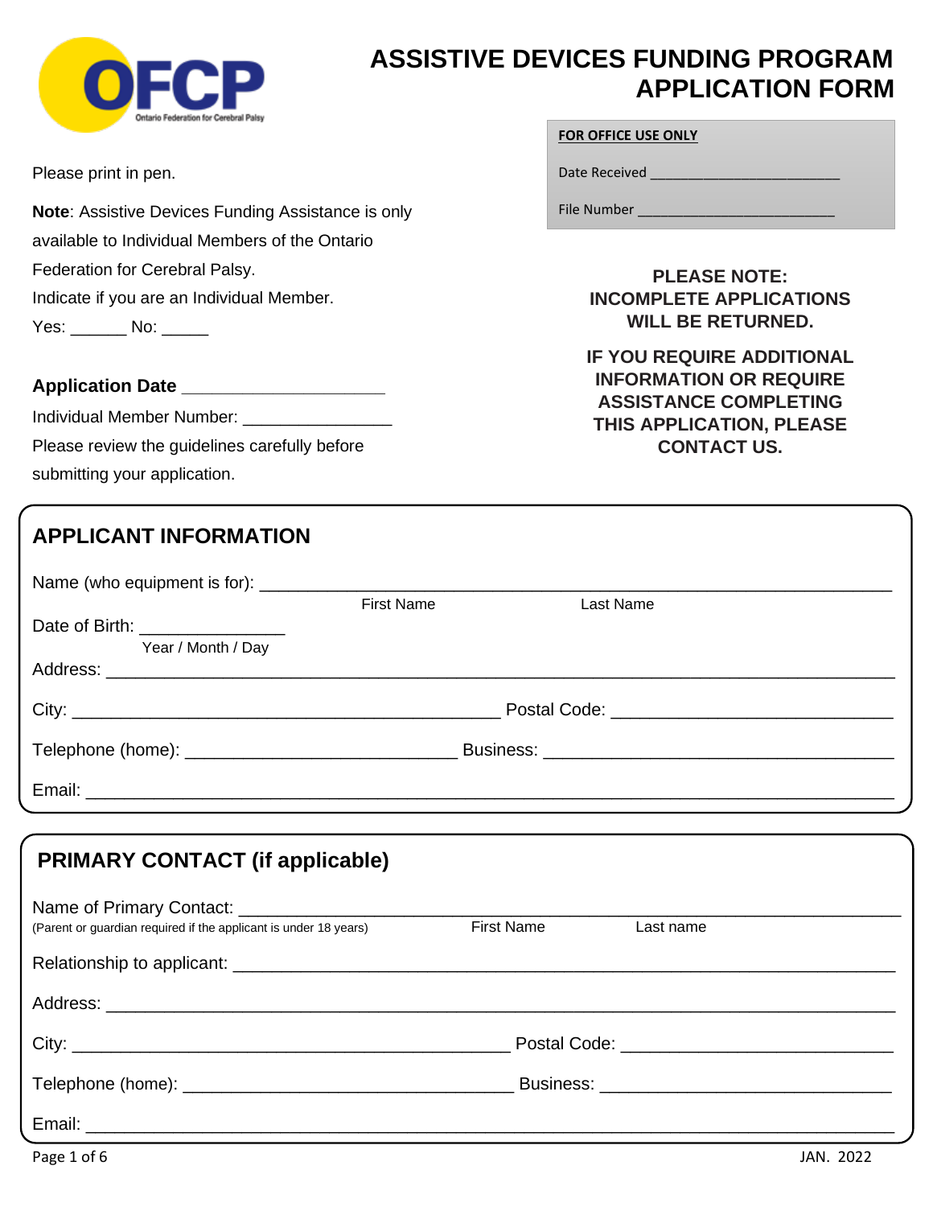# ASSISTIVE DEVICES FUNDING PROGRAM APPLICATION FORM

**FOR OFFICE USE ONLY**

Date Received ________________________

File Number ________________________

Please print in pen.

**Note**: Assistive Devices Funding Assistance is only available to Individual Members of the Ontario Federation for Cerebral Palsy.

Indicate if you are an Individual Member.

Yes: ______ No: _____

**PLEASE NOTE: INCOMPLETE APPLICATIONS WILL BE RETURNED.**

**IF YOU REQUIRE ADDITIONAL INFORMATION OR REQUIRE ASSISTANCE COMPLETING THIS APPLICATION, PLEASE CONTACT US.**

**Application Date** ____________________

Individual Member Number: _______________

Please review the guidelines carefully before submitting your application.

## APPLICANT INFORMATION

Name (who equipment is for): ______________________________________________
First Name Last Name

Date of Birth: ______________
Year / Month / Day

Address: ______________________________________________

City: ______________________________ Postal Code: ____________________

Telephone (home): ____________________ Business: ____________________

Email: ______________________________________________

## PRIMARY CONTACT (if applicable)

Name of Primary Contact: ______________________________________________
(Parent or guardian required if the applicant is under 18 years) First Name Last name

Relationship to applicant: ______________________________________________

Address: ______________________________________________

City: ______________________________ Postal Code: ____________________

Telephone (home): ____________________ Business: ____________________

Email: ______________________________________________

JAN. 2022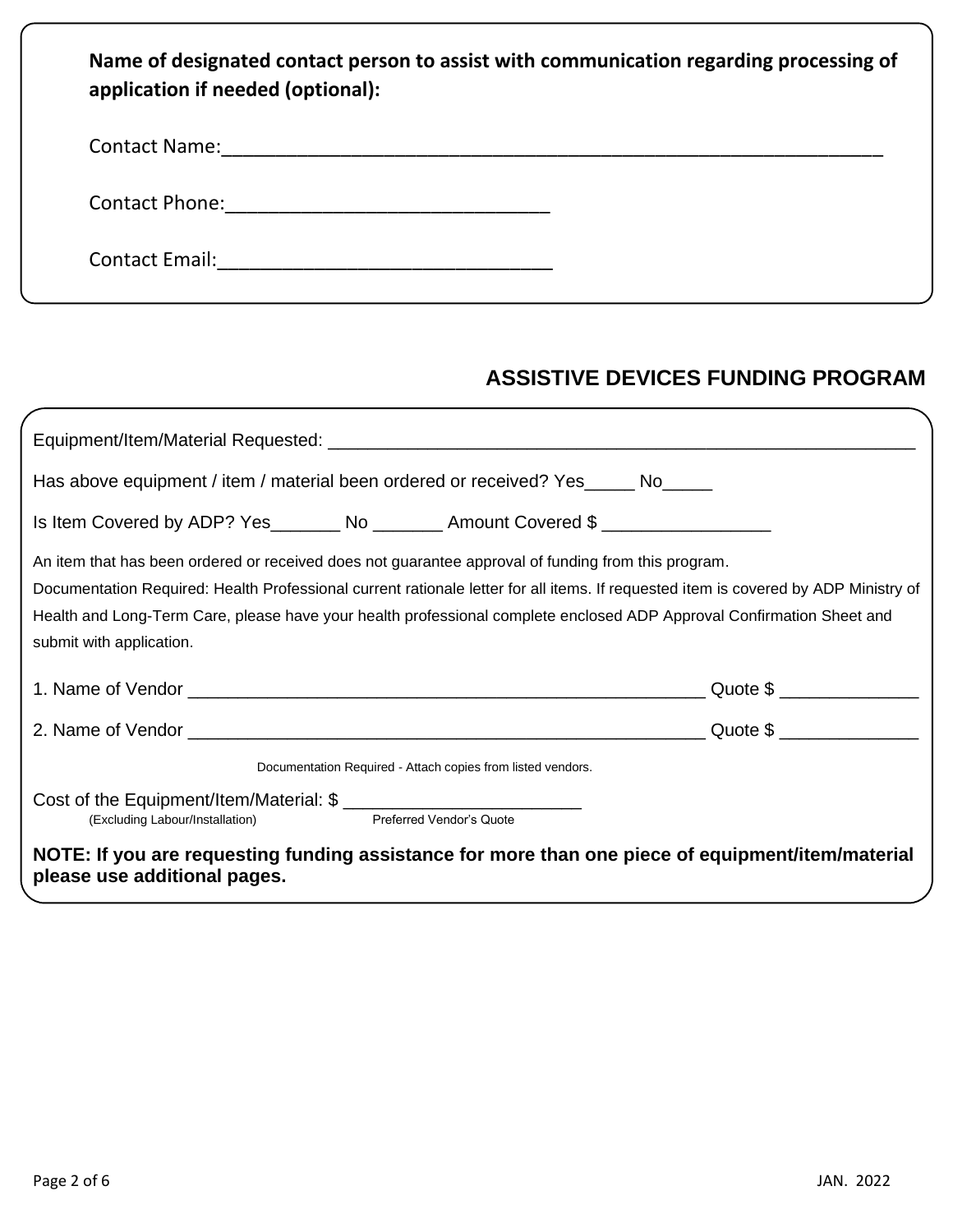**Name of designated contact person to assist with communication regarding processing of application if needed (optional):**

Contact Name:_______________________________________________________________

Contact Phone:______________________________

Contact Email:_______________________________

## ASSISTIVE DEVICES FUNDING PROGRAM

Equipment/Item/Material Requested: ____________________________________________________________

Has above equipment / item / material been ordered or received? Yes_____ No_____

Is Item Covered by ADP? Yes_______ No _______ Amount Covered $ ________________

An item that has been ordered or received does not guarantee approval of funding from this program.

Documentation Required: Health Professional current rationale letter for all items. If requested item is covered by ADP Ministry of Health and Long-Term Care, please have your health professional complete enclosed ADP Approval Confirmation Sheet and submit with application.

1. Name of Vendor ____________________________________________________ Quote $ _____________

2. Name of Vendor ____________________________________________________ Quote $ _____________

Documentation Required - Attach copies from listed vendors.

Cost of the Equipment/Item/Material: $ _______________________
(Excluding Labour/Installation) Preferred Vendor's Quote

**NOTE: If you are requesting funding assistance for more than one piece of equipment/item/material please use additional pages.**

JAN. 2022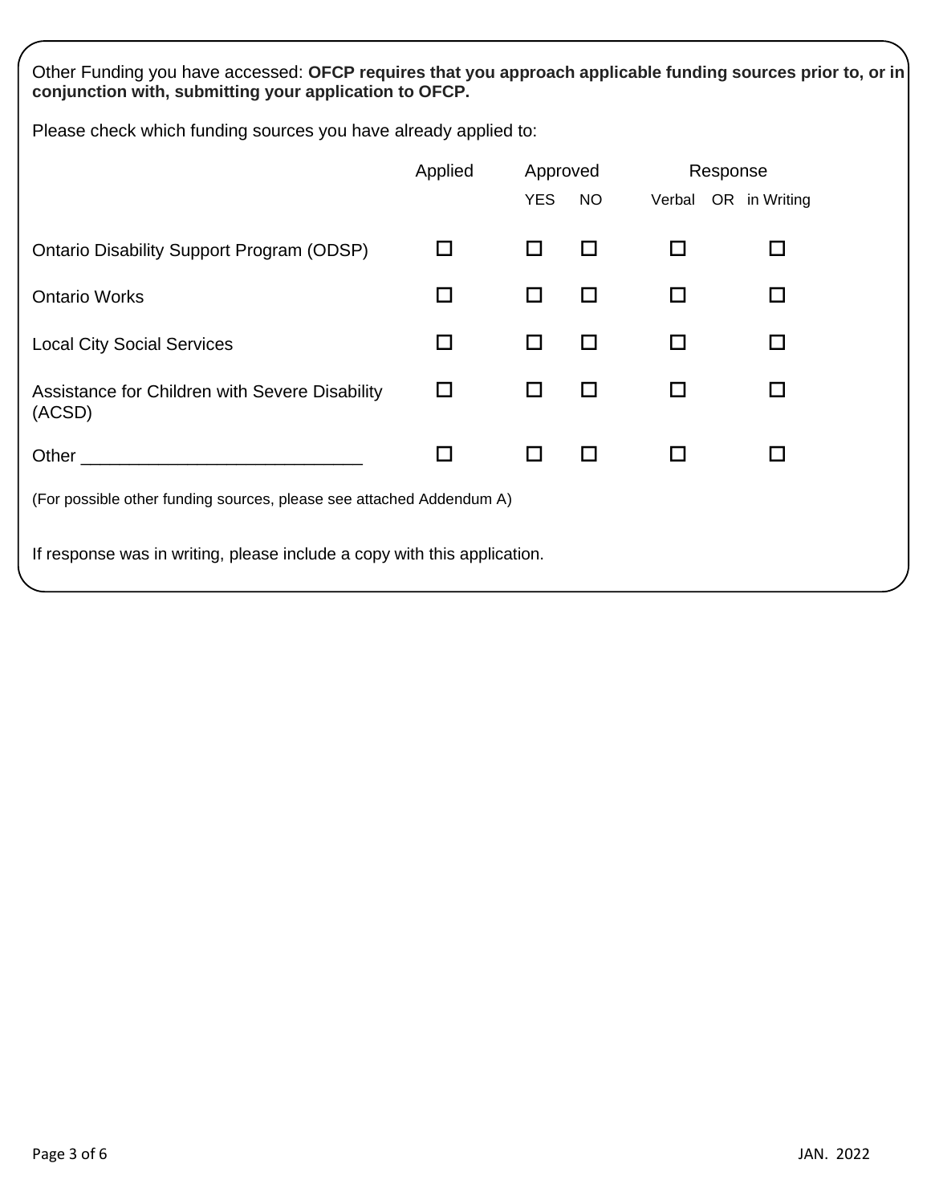Other Funding you have accessed: **OFCP requires that you approach applicable funding sources prior to, or in conjunction with, submitting your application to OFCP.**

Please check which funding sources you have already applied to:

| | Applied | Approved | | Response | |
|---|---|---|---|---|---|
| | | YES | NO | Verbal OR | in Writing |
| Ontario Disability Support Program (ODSP) | ☐ | ☐ | ☐ | ☐ | ☐ |
| Ontario Works | ☐ | ☐ | ☐ | ☐ | ☐ |
| Local City Social Services | ☐ | ☐ | ☐ | ☐ | ☐ |
| Assistance for Children with Severe Disability (ACSD) | ☐ | ☐ | ☐ | ☐ | ☐ |
| Other ____________________________ | ☐ | ☐ | ☐ | ☐ | ☐ |

(For possible other funding sources, please see attached Addendum A)

If response was in writing, please include a copy with this application.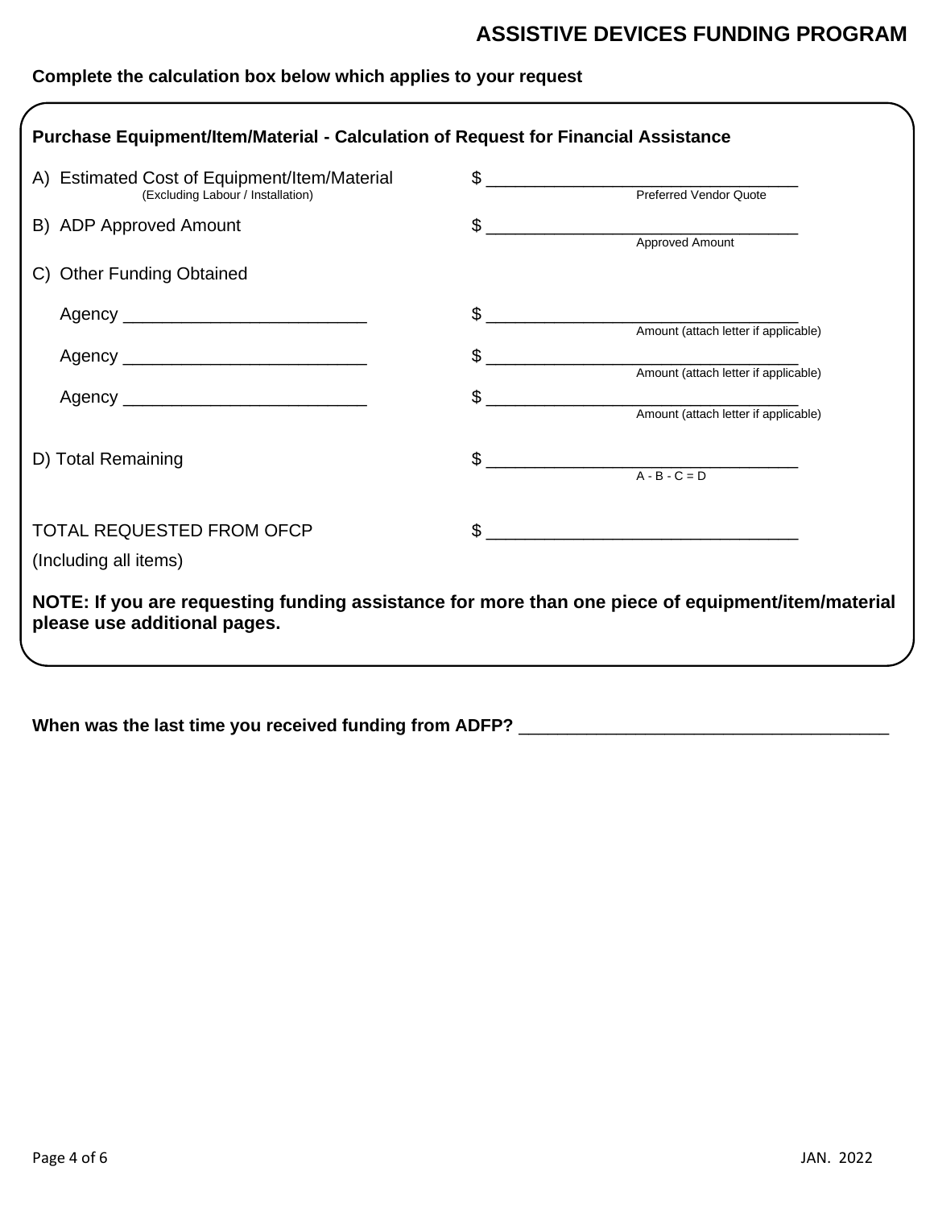## ASSISTIVE DEVICES FUNDING PROGRAM

**Complete the calculation box below which applies to your request**

**Purchase Equipment/Item/Material - Calculation of Request for Financial Assistance**

A) Estimated Cost of Equipment/Item/Material (Excluding Labour / Installation) $ ________________________________ Preferred Vendor Quote

B) ADP Approved Amount $ ________________________________ Approved Amount

C) Other Funding Obtained

Agency _________________________ $ ________________________________ Amount (attach letter if applicable)

Agency _________________________ $ ________________________________ Amount (attach letter if applicable)

Agency _________________________ $ ________________________________ Amount (attach letter if applicable)

D) Total Remaining $ ________________________________ A - B - C = D

TOTAL REQUESTED FROM OFCP $ ________________________________

(Including all items)

**NOTE: If you are requesting funding assistance for more than one piece of equipment/item/material please use additional pages.**

**When was the last time you received funding from ADFP?** ______________________________________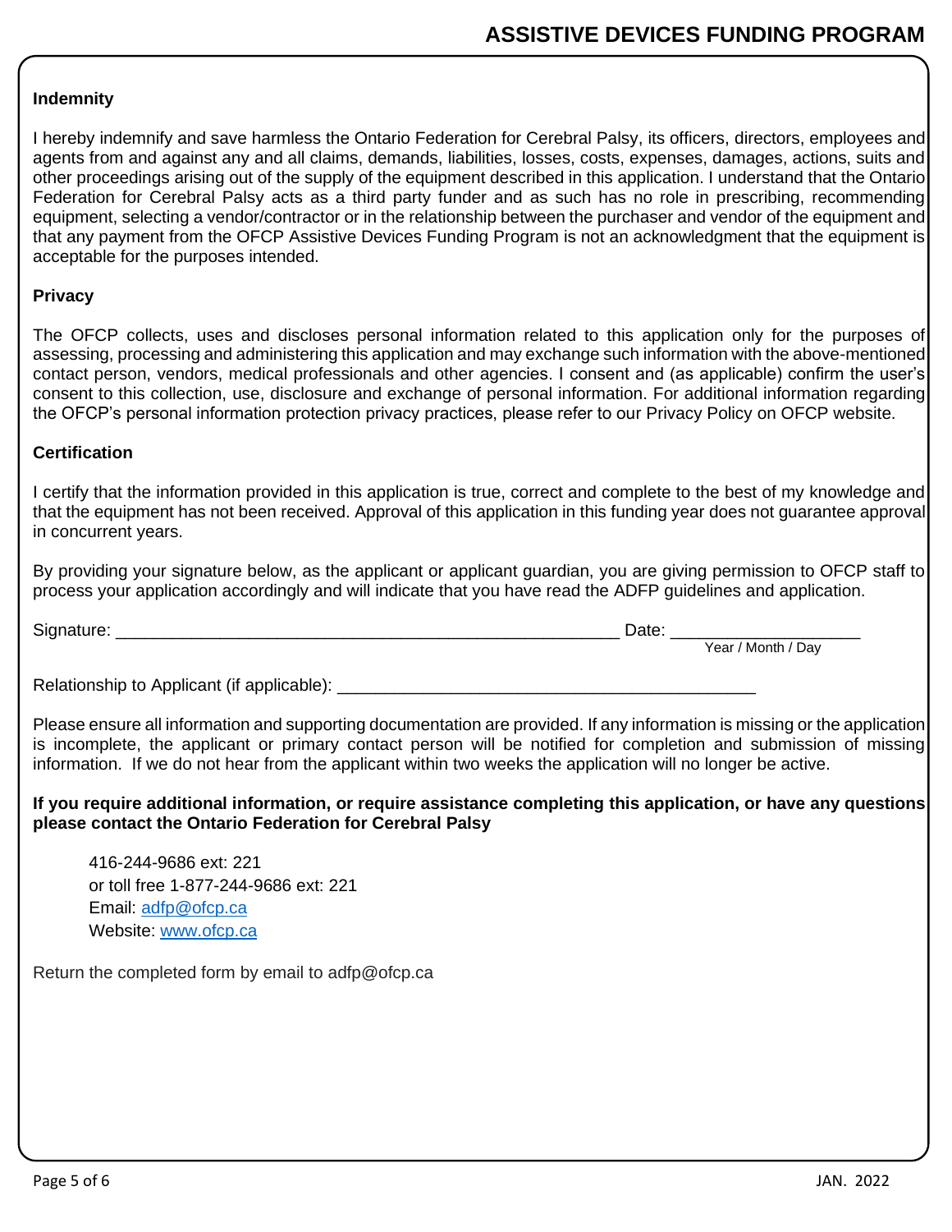### Indemnity

I hereby indemnify and save harmless the Ontario Federation for Cerebral Palsy, its officers, directors, employees and agents from and against any and all claims, demands, liabilities, losses, costs, expenses, damages, actions, suits and other proceedings arising out of the supply of the equipment described in this application. I understand that the Ontario Federation for Cerebral Palsy acts as a third party funder and as such has no role in prescribing, recommending equipment, selecting a vendor/contractor or in the relationship between the purchaser and vendor of the equipment and that any payment from the OFCP Assistive Devices Funding Program is not an acknowledgment that the equipment is acceptable for the purposes intended.

### Privacy

The OFCP collects, uses and discloses personal information related to this application only for the purposes of assessing, processing and administering this application and may exchange such information with the above-mentioned contact person, vendors, medical professionals and other agencies. I consent and (as applicable) confirm the user's consent to this collection, use, disclosure and exchange of personal information. For additional information regarding the OFCP's personal information protection privacy practices, please refer to our Privacy Policy on OFCP website.

### Certification

I certify that the information provided in this application is true, correct and complete to the best of my knowledge and that the equipment has not been received. Approval of this application in this funding year does not guarantee approval in concurrent years.

By providing your signature below, as the applicant or applicant guardian, you are giving permission to OFCP staff to process your application accordingly and will indicate that you have read the ADFP guidelines and application.

Signature: ______________________________________________________ Date: ____________________
Year / Month / Day

Relationship to Applicant (if applicable): ____________________________________________

Please ensure all information and supporting documentation are provided. If any information is missing or the application is incomplete, the applicant or primary contact person will be notified for completion and submission of missing information. If we do not hear from the applicant within two weeks the application will no longer be active.

**If you require additional information, or require assistance completing this application, or have any questions please contact the Ontario Federation for Cerebral Palsy**

416-244-9686 ext: 221
or toll free 1-877-244-9686 ext: 221
Email: adfp@ofcp.ca
Website: www.ofcp.ca

Return the completed form by email to adfp@ofcp.ca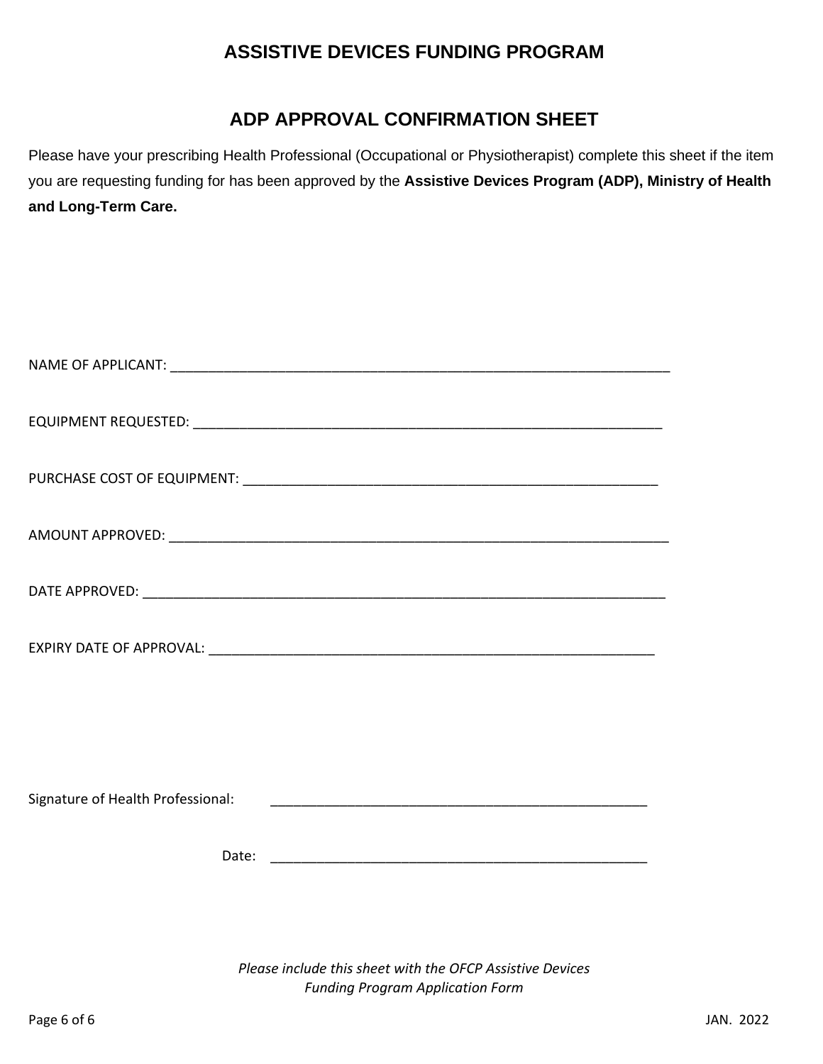# ASSISTIVE DEVICES FUNDING PROGRAM

## ADP APPROVAL CONFIRMATION SHEET

Please have your prescribing Health Professional (Occupational or Physiotherapist) complete this sheet if the item you are requesting funding for has been approved by the **Assistive Devices Program (ADP), Ministry of Health and Long-Term Care.**

NAME OF APPLICANT: ______________________________________________________________________

EQUIPMENT REQUESTED: ________________________________________________________________

PURCHASE COST OF EQUIPMENT: ________________________________________________________

AMOUNT APPROVED: _____________________________________________________________________

DATE APPROVED: ________________________________________________________________________

EXPIRY DATE OF APPROVAL: ____________________________________________________________

Signature of Health Professional: ____________________________________________________

Date: ____________________________________________________

*Please include this sheet with the OFCP Assistive Devices Funding Program Application Form*

JAN. 2022